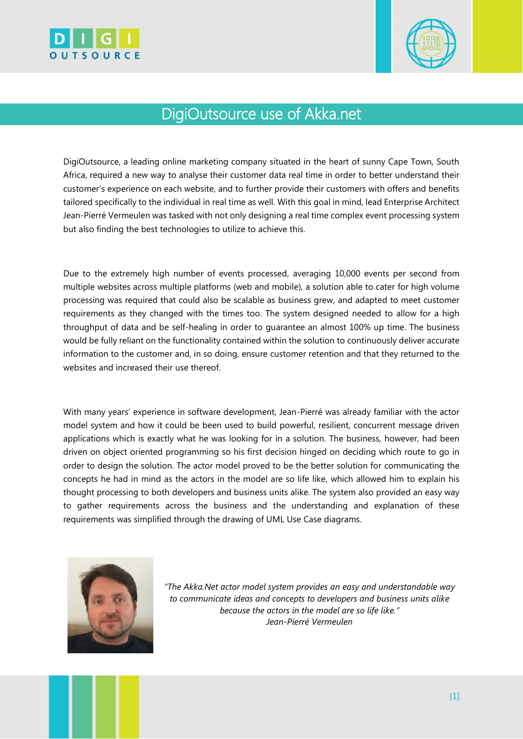# DigiOutsource use of Akka.net

DigiOutsource, a leading online marketing company situated in the heart of sunny Cape Town, South Africa, required a new way to analyse their customer data real time in order to better understand their customer's experience on each website, and to further provide their customers with offers and benefits tailored specifically to the individual in real time as well. With this goal in mind, lead Enterprise Architect Jean-Pierré Vermeulen was tasked with not only designing a real time complex event processing system but also finding the best technologies to utilize to achieve this.

Due to the extremely high number of events processed, averaging 10,000 events per second from multiple websites across multiple platforms (web and mobile), a solution able to cater for high volume processing was required that could also be scalable as business grew, and adapted to meet customer requirements as they changed with the times too. The system designed needed to allow for a high throughput of data and be self-healing in order to guarantee an almost 100% up time. The business would be fully reliant on the functionality contained within the solution to continuously deliver accurate information to the customer and, in so doing, ensure customer retention and that they returned to the websites and increased their use thereof.

With many years' experience in software development, Jean-Pierré was already familiar with the actor model system and how it could be been used to build powerful, resilient, concurrent message driven applications which is exactly what he was looking for in a solution. The business, however, had been driven on object oriented programming so his first decision hinged on deciding which route to go in order to design the solution. The actor model proved to be the better solution for communicating the concepts he had in mind as the actors in the model are so life like, which allowed him to explain his thought processing to both developers and business units alike. The system also provided an easy way to gather requirements across the business and the understanding and explanation of these requirements was simplified through the drawing of UML Use Case diagrams.

*"The Akka.Net actor model system provides an easy and understandable way to communicate ideas and concepts to developers and business units alike because the actors in the model are so life like."*
*Jean-Pierré Vermeulen*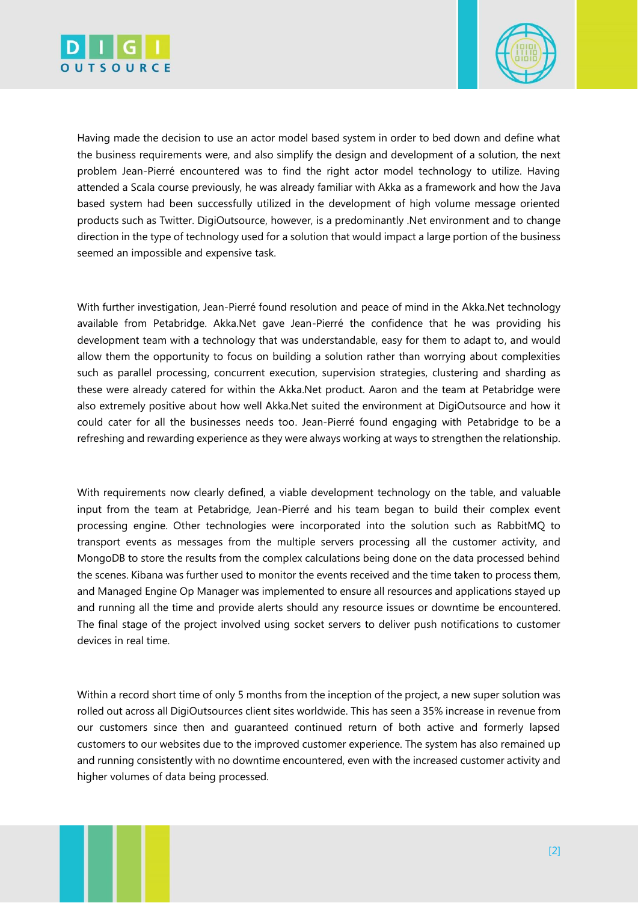Having made the decision to use an actor model based system in order to bed down and define what the business requirements were, and also simplify the design and development of a solution, the next problem Jean-Pierré encountered was to find the right actor model technology to utilize. Having attended a Scala course previously, he was already familiar with Akka as a framework and how the Java based system had been successfully utilized in the development of high volume message oriented products such as Twitter. DigiOutsource, however, is a predominantly .Net environment and to change direction in the type of technology used for a solution that would impact a large portion of the business seemed an impossible and expensive task.

With further investigation, Jean-Pierré found resolution and peace of mind in the Akka.Net technology available from Petabridge. Akka.Net gave Jean-Pierré the confidence that he was providing his development team with a technology that was understandable, easy for them to adapt to, and would allow them the opportunity to focus on building a solution rather than worrying about complexities such as parallel processing, concurrent execution, supervision strategies, clustering and sharding as these were already catered for within the Akka.Net product. Aaron and the team at Petabridge were also extremely positive about how well Akka.Net suited the environment at DigiOutsource and how it could cater for all the businesses needs too. Jean-Pierré found engaging with Petabridge to be a refreshing and rewarding experience as they were always working at ways to strengthen the relationship.

With requirements now clearly defined, a viable development technology on the table, and valuable input from the team at Petabridge, Jean-Pierré and his team began to build their complex event processing engine. Other technologies were incorporated into the solution such as RabbitMQ to transport events as messages from the multiple servers processing all the customer activity, and MongoDB to store the results from the complex calculations being done on the data processed behind the scenes. Kibana was further used to monitor the events received and the time taken to process them, and Managed Engine Op Manager was implemented to ensure all resources and applications stayed up and running all the time and provide alerts should any resource issues or downtime be encountered. The final stage of the project involved using socket servers to deliver push notifications to customer devices in real time.

Within a record short time of only 5 months from the inception of the project, a new super solution was rolled out across all DigiOutsources client sites worldwide. This has seen a 35% increase in revenue from our customers since then and guaranteed continued return of both active and formerly lapsed customers to our websites due to the improved customer experience. The system has also remained up and running consistently with no downtime encountered, even with the increased customer activity and higher volumes of data being processed.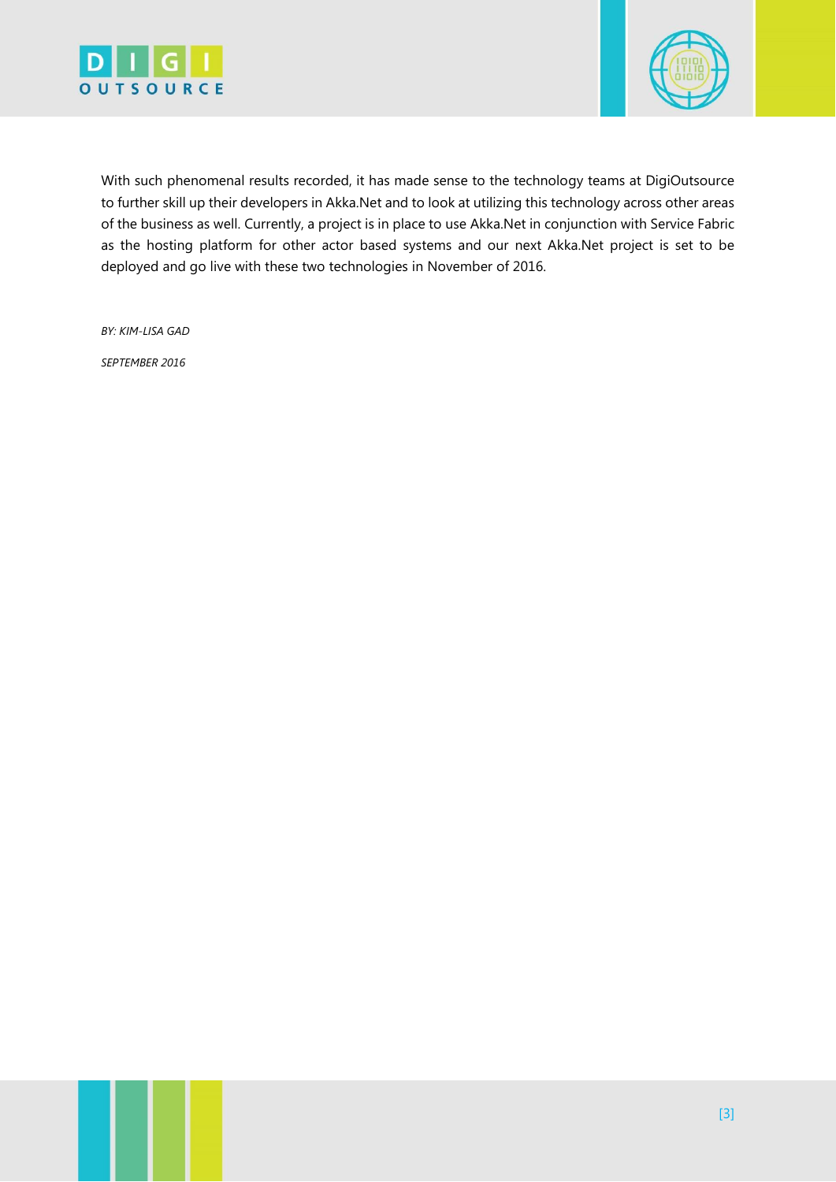With such phenomenal results recorded, it has made sense to the technology teams at DigiOutsource to further skill up their developers in Akka.Net and to look at utilizing this technology across other areas of the business as well. Currently, a project is in place to use Akka.Net in conjunction with Service Fabric as the hosting platform for other actor based systems and our next Akka.Net project is set to be deployed and go live with these two technologies in November of 2016.

*BY: KIM-LISA GAD*

*SEPTEMBER 2016*